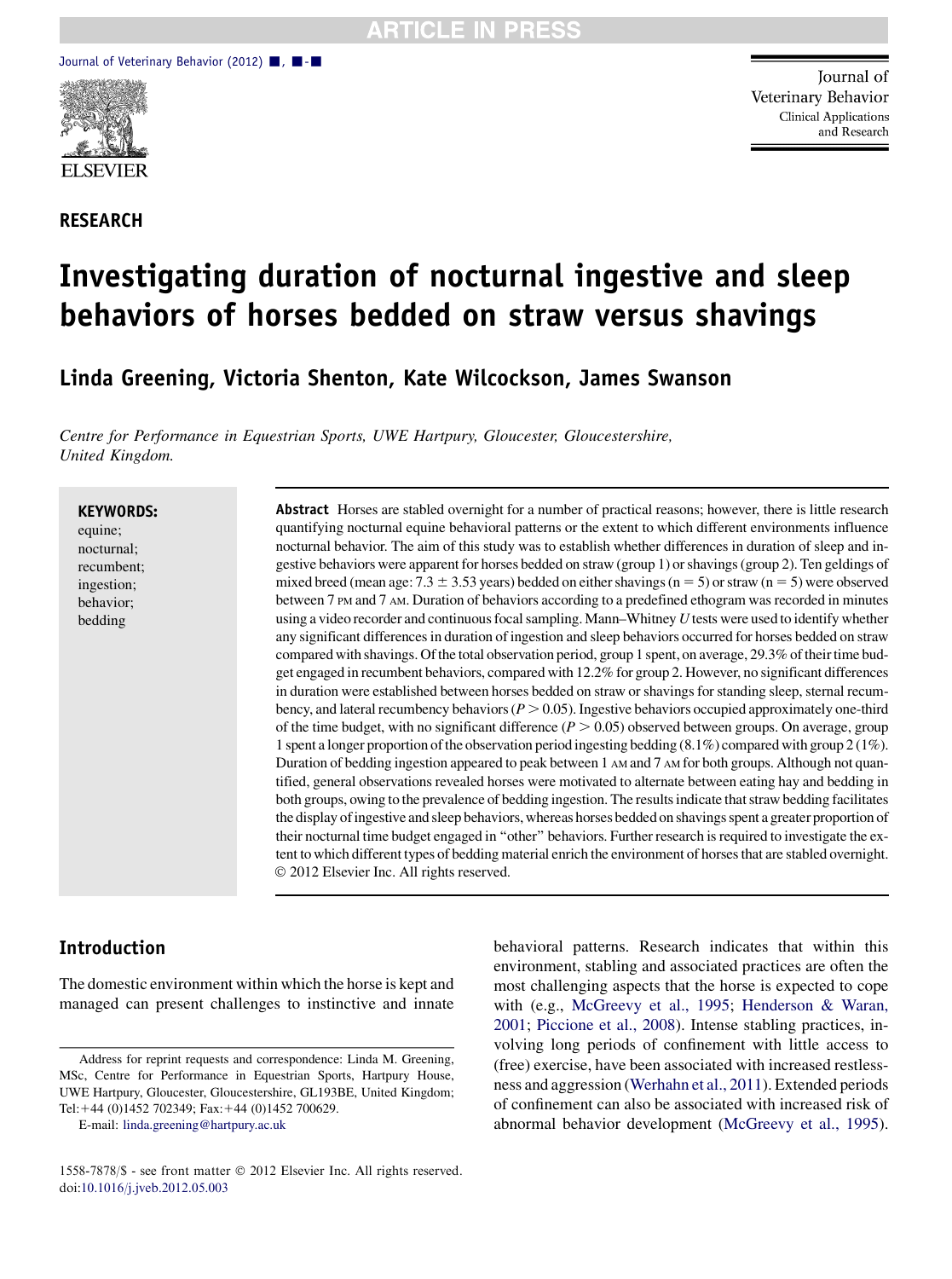RESEARCH

# Investigating duration of nocturnal ingestive and sleep behaviors of horses bedded on straw versus shavings

**Linda Greening, Victoria Shenton, Kate Wilcockson, James Swanson**

*Centre for Performance in Equestrian Sports, UWE Hartpury, Gloucester, Gloucestershire, United Kingdom.*

**KEYWORDS:**
equine;
nocturnal;
recumbent;
ingestion;
behavior;
bedding

**Abstract** Horses are stabled overnight for a number of practical reasons; however, there is little research quantifying nocturnal equine behavioral patterns or the extent to which different environments influence nocturnal behavior. The aim of this study was to establish whether differences in duration of sleep and ingestive behaviors were apparent for horses bedded on straw (group 1) or shavings (group 2). Ten geldings of mixed breed (mean age: $7.3 \pm 3.53$ years) bedded on either shavings ($n = 5$) or straw ($n = 5$) were observed between 7 PM and 7 AM. Duration of behaviors according to a predefined ethogram was recorded in minutes using a video recorder and continuous focal sampling. Mann–Whitney $U$ tests were used to identify whether any significant differences in duration of ingestion and sleep behaviors occurred for horses bedded on straw compared with shavings. Of the total observation period, group 1 spent, on average, 29.3% of their time budget engaged in recumbent behaviors, compared with 12.2% for group 2. However, no significant differences in duration were established between horses bedded on straw or shavings for standing sleep, sternal recumbency, and lateral recumbency behaviors ($P > 0.05$). Ingestive behaviors occupied approximately one-third of the time budget, with no significant difference ($P > 0.05$) observed between groups. On average, group 1 spent a longer proportion of the observation period ingesting bedding (8.1%) compared with group 2 (1%). Duration of bedding ingestion appeared to peak between 1 AM and 7 AM for both groups. Although not quantified, general observations revealed horses were motivated to alternate between eating hay and bedding in both groups, owing to the prevalence of bedding ingestion. The results indicate that straw bedding facilitates the display of ingestive and sleep behaviors, whereas horses bedded on shavings spent a greater proportion of their nocturnal time budget engaged in "other" behaviors. Further research is required to investigate the extent to which different types of bedding material enrich the environment of horses that are stabled overnight.
© 2012 Elsevier Inc. All rights reserved.

## Introduction

The domestic environment within which the horse is kept and managed can present challenges to instinctive and innate behavioral patterns. Research indicates that within this environment, stabling and associated practices are often the most challenging aspects that the horse is expected to cope with (e.g., McGreevy et al., 1995; Henderson & Waran, 2001; Piccione et al., 2008). Intense stabling practices, involving long periods of confinement with little access to (free) exercise, have been associated with increased restlessness and aggression (Werhahn et al., 2011). Extended periods of confinement can also be associated with increased risk of abnormal behavior development (McGreevy et al., 1995).

Address for reprint requests and correspondence: Linda M. Greening, MSc, Centre for Performance in Equestrian Sports, Hartpury House, UWE Hartpury, Gloucester, Gloucestershire, GL193BE, United Kingdom; Tel: +44 (0)1452 702349; Fax: +44 (0)1452 700629.

E-mail: linda.greening@hartpury.ac.uk

1558-7878/$ - see front matter © 2012 Elsevier Inc. All rights reserved.
doi:10.1016/j.jveb.2012.05.003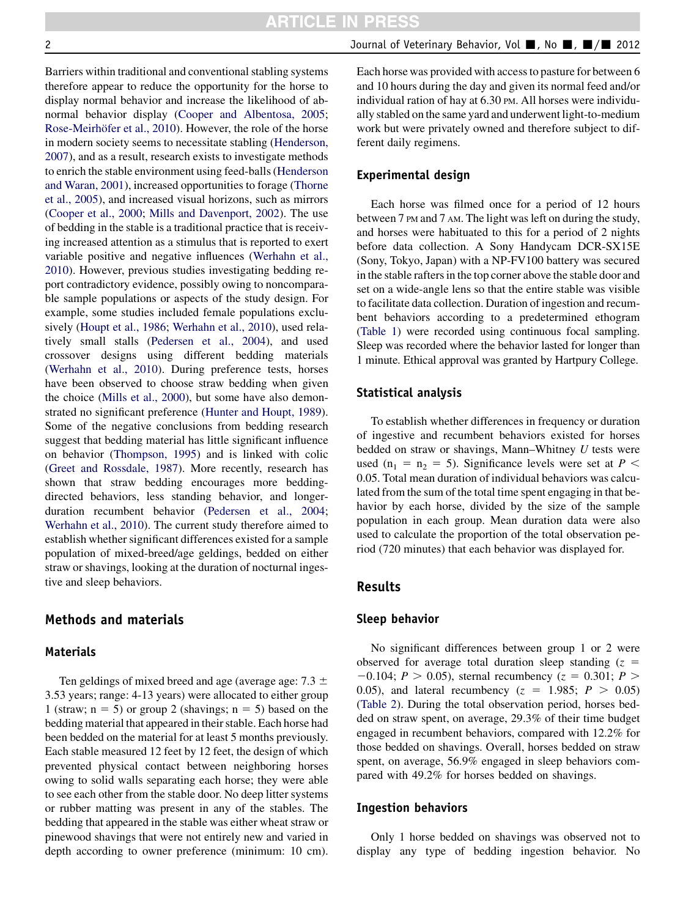Barriers within traditional and conventional stabling systems therefore appear to reduce the opportunity for the horse to display normal behavior and increase the likelihood of abnormal behavior display (Cooper and Albentosa, 2005; Rose-Meirhöfer et al., 2010). However, the role of the horse in modern society seems to necessitate stabling (Henderson, 2007), and as a result, research exists to investigate methods to enrich the stable environment using feed-balls (Henderson and Waran, 2001), increased opportunities to forage (Thorne et al., 2005), and increased visual horizons, such as mirrors (Cooper et al., 2000; Mills and Davenport, 2002). The use of bedding in the stable is a traditional practice that is receiving increased attention as a stimulus that is reported to exert variable positive and negative influences (Werhahn et al., 2010). However, previous studies investigating bedding report contradictory evidence, possibly owing to noncomparable sample populations or aspects of the study design. For example, some studies included female populations exclusively (Houpt et al., 1986; Werhahn et al., 2010), used relatively small stalls (Pedersen et al., 2004), and used crossover designs using different bedding materials (Werhahn et al., 2010). During preference tests, horses have been observed to choose straw bedding when given the choice (Mills et al., 2000), but some have also demonstrated no significant preference (Hunter and Houpt, 1989). Some of the negative conclusions from bedding research suggest that bedding material has little significant influence on behavior (Thompson, 1995) and is linked with colic (Greet and Rossdale, 1987). More recently, research has shown that straw bedding encourages more bedding-directed behaviors, less standing behavior, and longer-duration recumbent behavior (Pedersen et al., 2004; Werhahn et al., 2010). The current study therefore aimed to establish whether significant differences existed for a sample population of mixed-breed/age geldings, bedded on either straw or shavings, looking at the duration of nocturnal ingestive and sleep behaviors.

## Methods and materials

### Materials

Ten geldings of mixed breed and age (average age: 7.3 ± 3.53 years; range: 4-13 years) were allocated to either group 1 (straw; $n = 5$) or group 2 (shavings; $n = 5$) based on the bedding material that appeared in their stable. Each horse had been bedded on the material for at least 5 months previously. Each stable measured 12 feet by 12 feet, the design of which prevented physical contact between neighboring horses owing to solid walls separating each horse; they were able to see each other from the stable door. No deep litter systems or rubber matting was present in any of the stables. The bedding that appeared in the stable was either wheat straw or pinewood shavings that were not entirely new and varied in depth according to owner preference (minimum: 10 cm). Each horse was provided with access to pasture for between 6 and 10 hours during the day and given its normal feed and/or individual ration of hay at 6.30 PM. All horses were individually stabled on the same yard and underwent light-to-medium work but were privately owned and therefore subject to different daily regimens.

### Experimental design

Each horse was filmed once for a period of 12 hours between 7 PM and 7 AM. The light was left on during the study, and horses were habituated to this for a period of 2 nights before data collection. A Sony Handycam DCR-SX15E (Sony, Tokyo, Japan) with a NP-FV100 battery was secured in the stable rafters in the top corner above the stable door and set on a wide-angle lens so that the entire stable was visible to facilitate data collection. Duration of ingestion and recumbent behaviors according to a predetermined ethogram (Table 1) were recorded using continuous focal sampling. Sleep was recorded where the behavior lasted for longer than 1 minute. Ethical approval was granted by Hartpury College.

### Statistical analysis

To establish whether differences in frequency or duration of ingestive and recumbent behaviors existed for horses bedded on straw or shavings, Mann–Whitney *U* tests were used ($n_1 = n_2 = 5$). Significance levels were set at $P < 0.05$. Total mean duration of individual behaviors was calculated from the sum of the total time spent engaging in that behavior by each horse, divided by the size of the sample population in each group. Mean duration data were also used to calculate the proportion of the total observation period (720 minutes) that each behavior was displayed for.

## Results

### Sleep behavior

No significant differences between group 1 or 2 were observed for average total duration sleep standing ($z = -0.104$; $P > 0.05$), sternal recumbency ($z = 0.301$; $P > 0.05$), and lateral recumbency ($z = 1.985$; $P > 0.05$) (Table 2). During the total observation period, horses bedded on straw spent, on average, 29.3% of their times budget engaged in recumbent behaviors, compared with 12.2% for those bedded on shavings. Overall, horses bedded on straw spent, on average, 56.9% engaged in sleep behaviors compared with 49.2% for horses bedded on shavings.

### Ingestion behaviors

Only 1 horse bedded on shavings was observed not to display any type of bedding ingestion behavior. No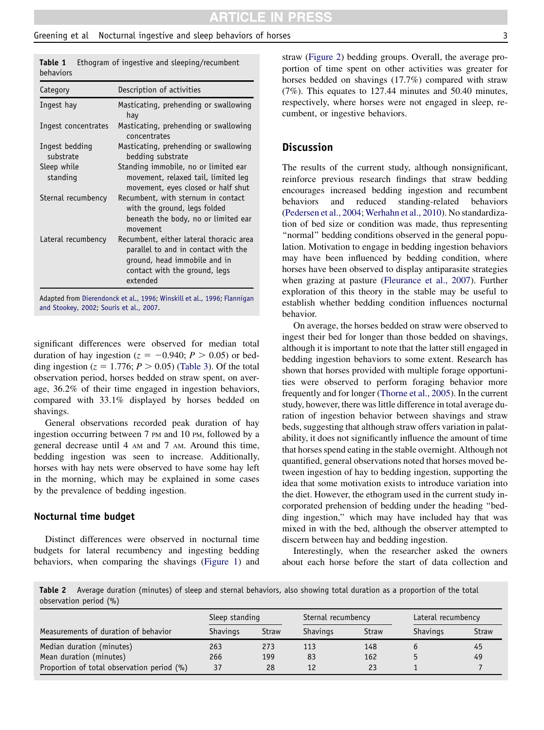**Table 1** Ethogram of ingestive and sleeping/recumbent behaviors

| Category | Description of activities |
| --- | --- |
| Ingest hay | Masticating, prehending or swallowing hay |
| Ingest concentrates | Masticating, prehending or swallowing concentrates |
| Ingest bedding substrate | Masticating, prehending or swallowing bedding substrate |
| Sleep while standing | Standing immobile, no or limited ear movement, relaxed tail, limited leg movement, eyes closed or half shut |
| Sternal recumbency | Recumbent, with sternum in contact with the ground, legs folded beneath the body, no or limited ear movement |
| Lateral recumbency | Recumbent, either lateral thoracic area parallel to and in contact with the ground, head immobile and in contact with the ground, legs extended |

Adapted from Dierendonck et al., 1996; Winskill et al., 1996; Flannigan and Stookey, 2002; Souris et al., 2007.

significant differences were observed for median total duration of hay ingestion ($z = -0.940$; $P > 0.05$) or bedding ingestion ($z = 1.776$; $P > 0.05$) (Table 3). Of the total observation period, horses bedded on straw spent, on average, 36.2% of their time engaged in ingestion behaviors, compared with 33.1% displayed by horses bedded on shavings.

General observations recorded peak duration of hay ingestion occurring between 7 PM and 10 PM, followed by a general decrease until 4 AM and 7 AM. Around this time, bedding ingestion was seen to increase. Additionally, horses with hay nets were observed to have some hay left in the morning, which may be explained in some cases by the prevalence of bedding ingestion.

### Nocturnal time budget

Distinct differences were observed in nocturnal time budgets for lateral recumbency and ingesting bedding behaviors, when comparing the shavings (Figure 1) and straw (Figure 2) bedding groups. Overall, the average proportion of time spent on other activities was greater for horses bedded on shavings (17.7%) compared with straw (7%). This equates to 127.44 minutes and 50.40 minutes, respectively, where horses were not engaged in sleep, recumbent, or ingestive behaviors.

## Discussion

The results of the current study, although nonsignificant, reinforce previous research findings that straw bedding encourages increased bedding ingestion and recumbent behaviors and reduced standing-related behaviors (Pedersen et al., 2004; Werhahn et al., 2010). No standardization of bed size or condition was made, thus representing "normal" bedding conditions observed in the general population. Motivation to engage in bedding ingestion behaviors may have been influenced by bedding condition, where horses have been observed to display antiparasite strategies when grazing at pasture (Fleurance et al., 2007). Further exploration of this theory in the stable may be useful to establish whether bedding condition influences nocturnal behavior.

On average, the horses bedded on straw were observed to ingest their bed for longer than those bedded on shavings, although it is important to note that the latter still engaged in bedding ingestion behaviors to some extent. Research has shown that horses provided with multiple forage opportunities were observed to perform foraging behavior more frequently and for longer (Thorne et al., 2005). In the current study, however, there was little difference in total average duration of ingestion behavior between shavings and straw beds, suggesting that although straw offers variation in palatability, it does not significantly influence the amount of time that horses spend eating in the stable overnight. Although not quantified, general observations noted that horses moved between ingestion of hay to bedding ingestion, supporting the idea that some motivation exists to introduce variation into the diet. However, the ethogram used in the current study incorporated prehension of bedding under the heading "bedding ingestion," which may have included hay that was mixed in with the bed, although the observer attempted to discern between hay and bedding ingestion.

Interestingly, when the researcher asked the owners about each horse before the start of data collection and

**Table 2** Average duration (minutes) of sleep and sternal behaviors, also showing total duration as a proportion of the total observation period (%)

| Measurements of duration of behavior | Sleep standing | | Sternal recumbency | | Lateral recumbency | |
| --- | --- | --- | --- | --- | --- | --- |
| | Shavings | Straw | Shavings | Straw | Shavings | Straw |
| Median duration (minutes) | 263 | 273 | 113 | 148 | 6 | 45 |
| Mean duration (minutes) | 266 | 199 | 83 | 162 | 5 | 49 |
| Proportion of total observation period (%) | 37 | 28 | 12 | 23 | 1 | 7 |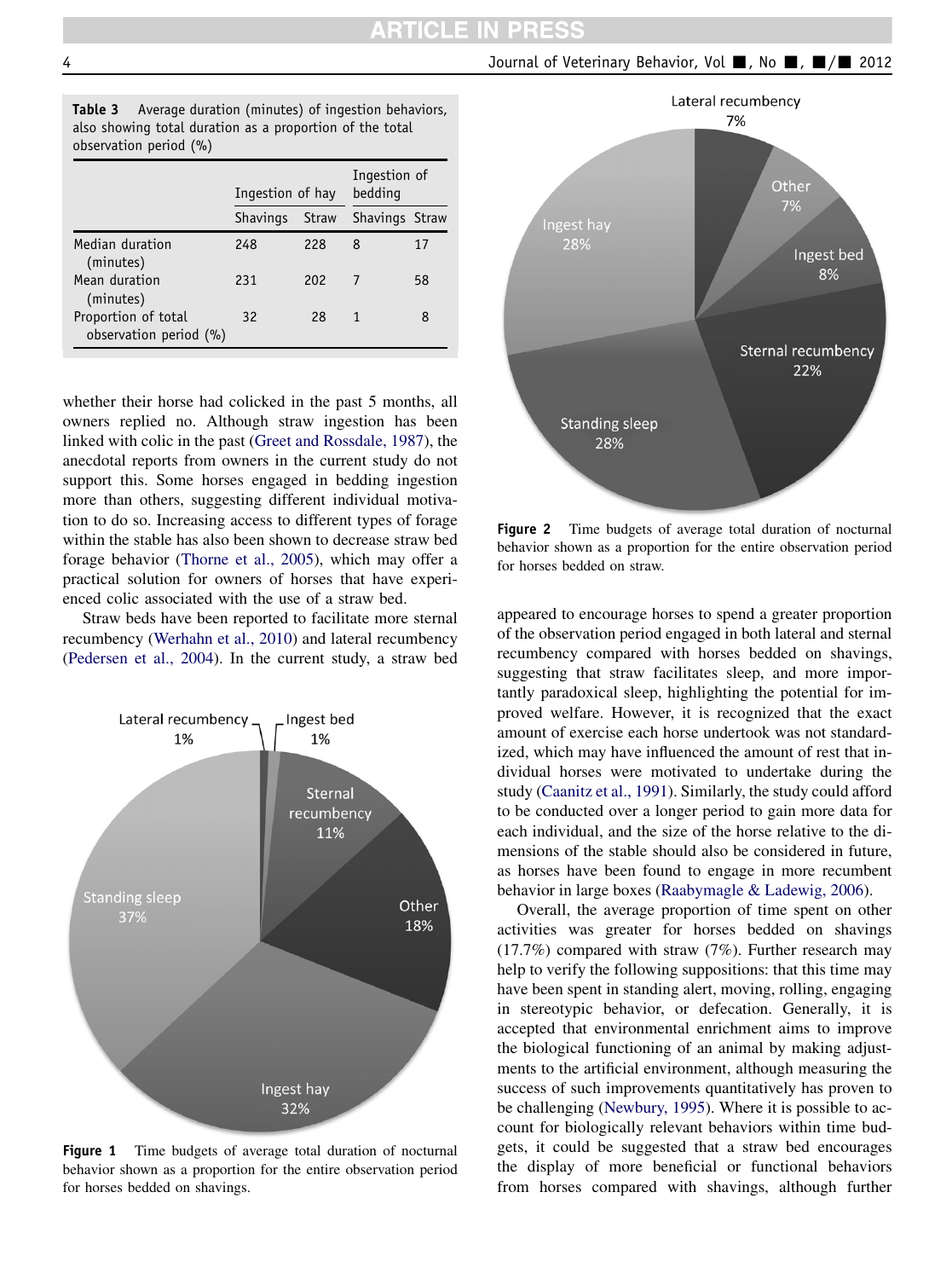**Table 3** Average duration (minutes) of ingestion behaviors, also showing total duration as a proportion of the total observation period (%)

| | Ingestion of hay | | Ingestion of bedding | |
|---|---|---|---|---|
| | Shavings | Straw | Shavings | Straw |
| Median duration (minutes) | 248 | 228 | 8 | 17 |
| Mean duration (minutes) | 231 | 202 | 7 | 58 |
| Proportion of total observation period (%) | 32 | 28 | 1 | 8 |

whether their horse had colicked in the past 5 months, all owners replied no. Although straw ingestion has been linked with colic in the past (Greet and Rossdale, 1987), the anecdotal reports from owners in the current study do not support this. Some horses engaged in bedding ingestion more than others, suggesting different individual motivation to do so. Increasing access to different types of forage within the stable has also been shown to decrease straw bed forage behavior (Thorne et al., 2005), which may offer a practical solution for owners of horses that have experienced colic associated with the use of a straw bed.

Straw beds have been reported to facilitate more sternal recumbency (Werhahn et al., 2010) and lateral recumbency (Pedersen et al., 2004). In the current study, a straw bed appeared to encourage horses to spend a greater proportion of the observation period engaged in both lateral and sternal recumbency compared with horses bedded on shavings, suggesting that straw facilitates sleep, and more importantly paradoxical sleep, highlighting the potential for improved welfare. However, it is recognized that the exact amount of exercise each horse undertook was not standardized, which may have influenced the amount of rest that individual horses were motivated to undertake during the study (Caanitz et al., 1991). Similarly, the study could afford to be conducted over a longer period to gain more data for each individual, and the size of the horse relative to the dimensions of the stable should also be considered in future, as horses have been found to engage in more recumbent behavior in large boxes (Raabymagle & Ladewig, 2006).

Overall, the average proportion of time spent on other activities was greater for horses bedded on shavings (17.7%) compared with straw (7%). Further research may help to verify the following suppositions: that this time may have been spent in standing alert, moving, rolling, engaging in stereotypic behavior, or defecation. Generally, it is accepted that environmental enrichment aims to improve the biological functioning of an animal by making adjustments to the artificial environment, although measuring the success of such improvements quantitatively has proven to be challenging (Newbury, 1995). Where it is possible to account for biologically relevant behaviors within time budgets, it could be suggested that a straw bed encourages the display of more beneficial or functional behaviors from horses compared with shavings, although further

Lateral recumbency 1%; Ingest bed 1%; Sternal recumbency 11%; Other 18%; Ingest hay 32%; Standing sleep 37%

**Figure 1** Time budgets of average total duration of nocturnal behavior shown as a proportion for the entire observation period for horses bedded on shavings.

Lateral recumbency 7%; Other 7%; Ingest bed 8%; Sternal recumbency 22%; Standing sleep 28%; Ingest hay 28%

**Figure 2** Time budgets of average total duration of nocturnal behavior shown as a proportion for the entire observation period for horses bedded on straw.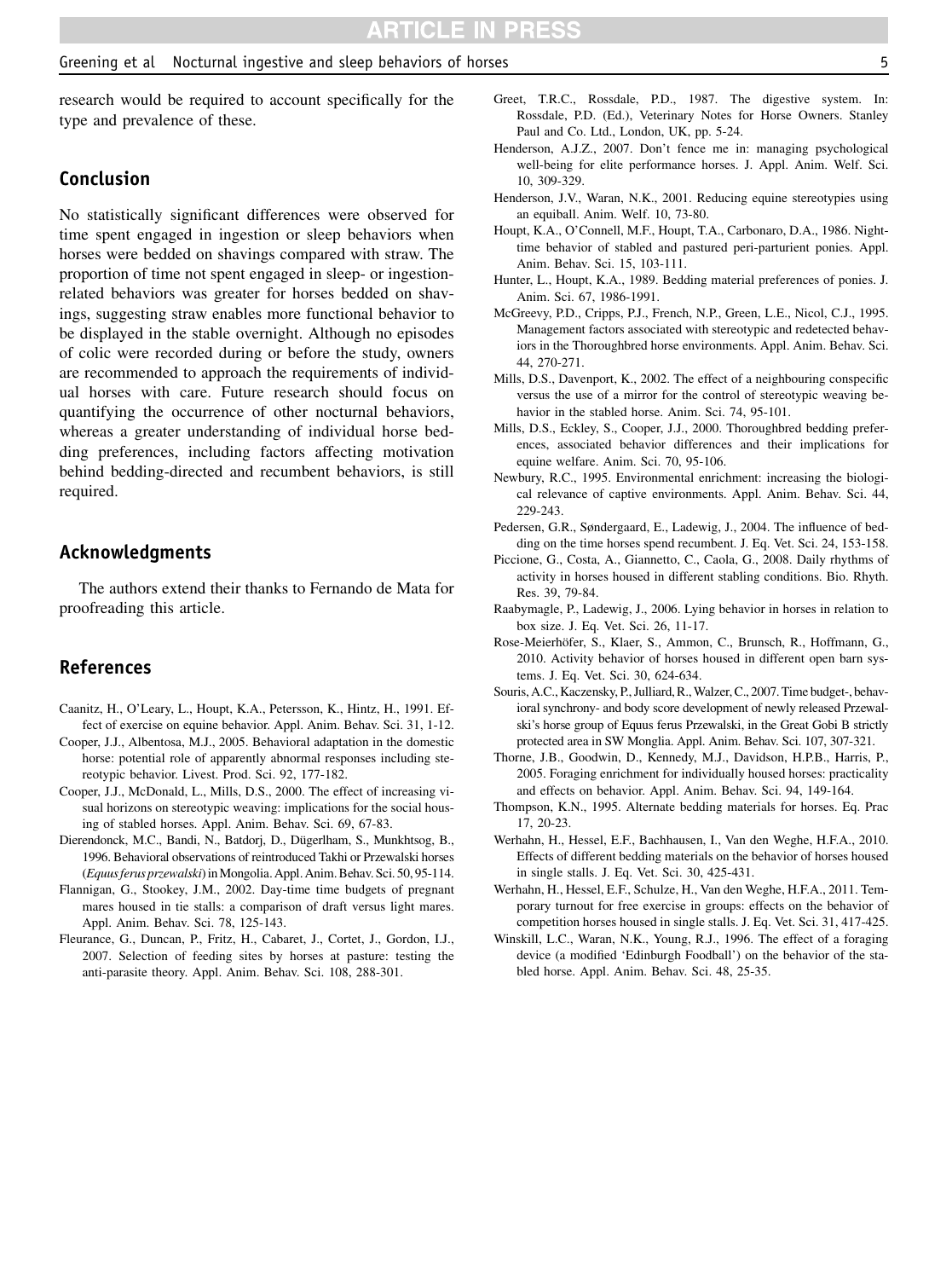research would be required to account specifically for the type and prevalence of these.

## Conclusion

No statistically significant differences were observed for time spent engaged in ingestion or sleep behaviors when horses were bedded on shavings compared with straw. The proportion of time not spent engaged in sleep- or ingestion-related behaviors was greater for horses bedded on shavings, suggesting straw enables more functional behavior to be displayed in the stable overnight. Although no episodes of colic were recorded during or before the study, owners are recommended to approach the requirements of individual horses with care. Future research should focus on quantifying the occurrence of other nocturnal behaviors, whereas a greater understanding of individual horse bedding preferences, including factors affecting motivation behind bedding-directed and recumbent behaviors, is still required.

## Acknowledgments

The authors extend their thanks to Fernando de Mata for proofreading this article.

## References

Caanitz, H., O'Leary, L., Houpt, K.A., Petersson, K., Hintz, H., 1991. Effect of exercise on equine behavior. Appl. Anim. Behav. Sci. 31, 1-12.

Cooper, J.J., Albentosa, M.J., 2005. Behavioral adaptation in the domestic horse: potential role of apparently abnormal responses including stereotypic behavior. Livest. Prod. Sci. 92, 177-182.

Cooper, J.J., McDonald, L., Mills, D.S., 2000. The effect of increasing visual horizons on stereotypic weaving: implications for the social housing of stabled horses. Appl. Anim. Behav. Sci. 69, 67-83.

Dierendonck, M.C., Bandi, N., Batdorj, D., Dügerlham, S., Munkhtsog, B., 1996. Behavioral observations of reintroduced Takhi or Przewalski horses (*Equus ferus przewalski*) in Mongolia. Appl. Anim. Behav. Sci. 50, 95-114.

Flannigan, G., Stookey, J.M., 2002. Day-time time budgets of pregnant mares housed in tie stalls: a comparison of draft versus light mares. Appl. Anim. Behav. Sci. 78, 125-143.

Fleurance, G., Duncan, P., Fritz, H., Cabaret, J., Cortet, J., Gordon, I.J., 2007. Selection of feeding sites by horses at pasture: testing the anti-parasite theory. Appl. Anim. Behav. Sci. 108, 288-301.

Greet, T.R.C., Rossdale, P.D., 1987. The digestive system. In: Rossdale, P.D. (Ed.), Veterinary Notes for Horse Owners. Stanley Paul and Co. Ltd., London, UK, pp. 5-24.

Henderson, A.J.Z., 2007. Don't fence me in: managing psychological well-being for elite performance horses. J. Appl. Anim. Welf. Sci. 10, 309-329.

Henderson, J.V., Waran, N.K., 2001. Reducing equine stereotypies using an equiball. Anim. Welf. 10, 73-80.

Houpt, K.A., O'Connell, M.F., Houpt, T.A., Carbonaro, D.A., 1986. Night-time behavior of stabled and pastured peri-parturient ponies. Appl. Anim. Behav. Sci. 15, 103-111.

Hunter, L., Houpt, K.A., 1989. Bedding material preferences of ponies. J. Anim. Sci. 67, 1986-1991.

McGreevy, P.D., Cripps, P.J., French, N.P., Green, L.E., Nicol, C.J., 1995. Management factors associated with stereotypic and redetected behaviors in the Thoroughbred horse environments. Appl. Anim. Behav. Sci. 44, 270-271.

Mills, D.S., Davenport, K., 2002. The effect of a neighbouring conspecific versus the use of a mirror for the control of stereotypic weaving behavior in the stabled horse. Anim. Sci. 74, 95-101.

Mills, D.S., Eckley, S., Cooper, J.J., 2000. Thoroughbred bedding preferences, associated behavior differences and their implications for equine welfare. Anim. Sci. 70, 95-106.

Newbury, R.C., 1995. Environmental enrichment: increasing the biological relevance of captive environments. Appl. Anim. Behav. Sci. 44, 229-243.

Pedersen, G.R., Søndergaard, E., Ladewig, J., 2004. The influence of bedding on the time horses spend recumbent. J. Eq. Vet. Sci. 24, 153-158.

Piccione, G., Costa, A., Giannetto, C., Caola, G., 2008. Daily rhythms of activity in horses housed in different stabling conditions. Bio. Rhyth. Res. 39, 79-84.

Raabymagle, P., Ladewig, J., 2006. Lying behavior in horses in relation to box size. J. Eq. Vet. Sci. 26, 11-17.

Rose-Meierhöfer, S., Klaer, S., Ammon, C., Brunsch, R., Hoffmann, G., 2010. Activity behavior of horses housed in different open barn systems. J. Eq. Vet. Sci. 30, 624-634.

Souris, A.C., Kaczensky, P., Julliard, R., Walzer, C., 2007. Time budget-, behavioral synchrony- and body score development of newly released Przewalski's horse group of Equus ferus Przewalski, in the Great Gobi B strictly protected area in SW Monglia. Appl. Anim. Behav. Sci. 107, 307-321.

Thorne, J.B., Goodwin, D., Kennedy, M.J., Davidson, H.P.B., Harris, P., 2005. Foraging enrichment for individually housed horses: practicality and effects on behavior. Appl. Anim. Behav. Sci. 94, 149-164.

Thompson, K.N., 1995. Alternate bedding materials for horses. Eq. Prac 17, 20-23.

Werhahn, H., Hessel, E.F., Bachhausen, I., Van den Weghe, H.F.A., 2010. Effects of different bedding materials on the behavior of horses housed in single stalls. J. Eq. Vet. Sci. 30, 425-431.

Werhahn, H., Hessel, E.F., Schulze, H., Van den Weghe, H.F.A., 2011. Temporary turnout for free exercise in groups: effects on the behavior of competition horses housed in single stalls. J. Eq. Vet. Sci. 31, 417-425.

Winskill, L.C., Waran, N.K., Young, R.J., 1996. The effect of a foraging device (a modified 'Edinburgh Foodball') on the behavior of the stabled horse. Appl. Anim. Behav. Sci. 48, 25-35.